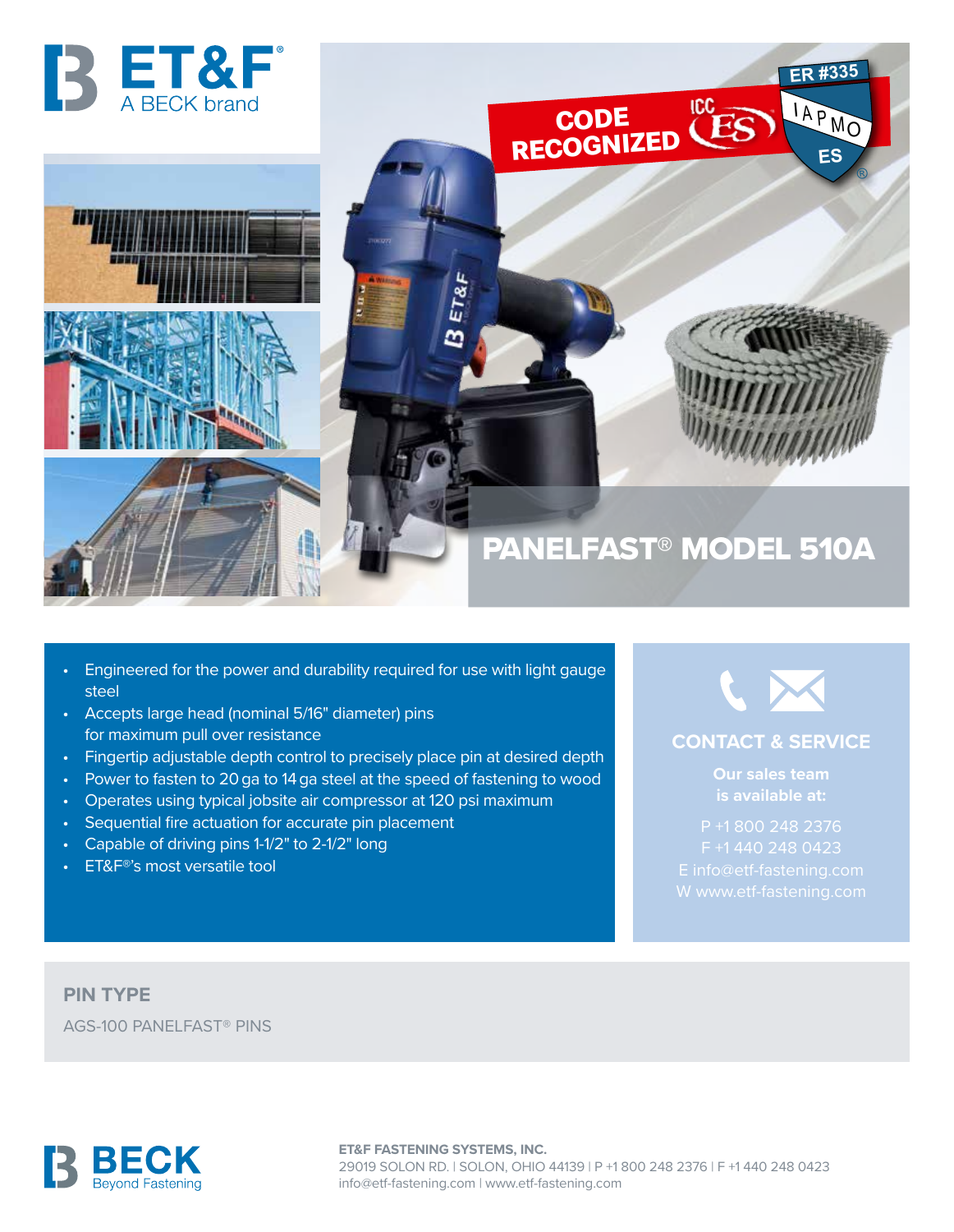ET&F® A BECK brand

CODE RECOGNIZED ICC ES | ER #335 IAPMO ES®

# PANELFAST® MODEL 510A

- Engineered for the power and durability required for use with light gauge steel
- Accepts large head (nominal 5/16" diameter) pins for maximum pull over resistance
- Fingertip adjustable depth control to precisely place pin at desired depth
- Power to fasten to 20 ga to 14 ga steel at the speed of fastening to wood
- Operates using typical jobsite air compressor at 120 psi maximum
- Sequential fire actuation for accurate pin placement
- Capable of driving pins 1-1/2" to 2-1/2" long
- ET&F®'s most versatile tool

## CONTACT & SERVICE

**Our sales team is available at:**

P +1 800 248 2376
F +1 440 248 0423
E info@etf-fastening.com
W www.etf-fastening.com

## PIN TYPE

AGS-100 PANELFAST® PINS

BECK Beyond Fastening

**ET&F FASTENING SYSTEMS, INC.**
29019 SOLON RD. | SOLON, OHIO 44139 | P +1 800 248 2376 | F +1 440 248 0423
info@etf-fastening.com | www.etf-fastening.com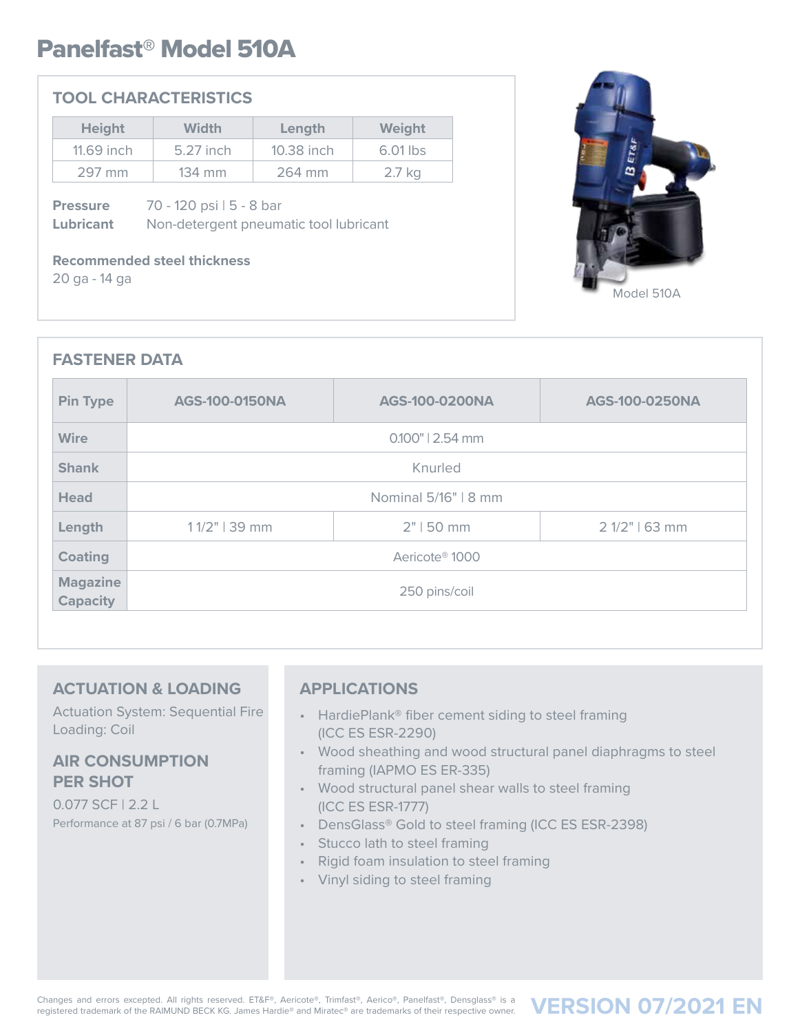# Panelfast® Model 510A

## TOOL CHARACTERISTICS

| Height | Width | Length | Weight |
|---|---|---|---|
| 11.69 inch | 5.27 inch | 10.38 inch | 6.01 lbs |
| 297 mm | 134 mm | 264 mm | 2.7 kg |

**Pressure** 70 - 120 psi | 5 - 8 bar

**Lubricant** Non-detergent pneumatic tool lubricant

**Recommended steel thickness**

20 ga - 14 ga

Model 510A

## FASTENER DATA

| Pin Type | AGS-100-0150NA | AGS-100-0200NA | AGS-100-0250NA |
|---|---|---|---|
| Wire | 0.100" \| 2.54 mm | | |
| Shank | Knurled | | |
| Head | Nominal 5/16" \| 8 mm | | |
| Length | 1 1/2" \| 39 mm | 2" \| 50 mm | 2 1/2" \| 63 mm |
| Coating | Aericote® 1000 | | |
| Magazine Capacity | 250 pins/coil | | |

## ACTUATION & LOADING

Actuation System: Sequential Fire

Loading: Coil

## AIR CONSUMPTION PER SHOT

0.077 SCF | 2.2 L

Performance at 87 psi / 6 bar (0.7MPa)

## APPLICATIONS

- HardiePlank® fiber cement siding to steel framing (ICC ES ESR-2290)
- Wood sheathing and wood structural panel diaphragms to steel framing (IAPMO ES ER-335)
- Wood structural panel shear walls to steel framing (ICC ES ESR-1777)
- DensGlass® Gold to steel framing (ICC ES ESR-2398)
- Stucco lath to steel framing
- Rigid foam insulation to steel framing
- Vinyl siding to steel framing

Changes and errors excepted. All rights reserved. ET&F®, Aericote®, Trimfast®, Aerico®, Panelfast®, Densglass® is a registered trademark of the RAIMUND BECK KG. James Hardie® and Miratec® are trademarks of their respective owner.

VERSION 07/2021 EN